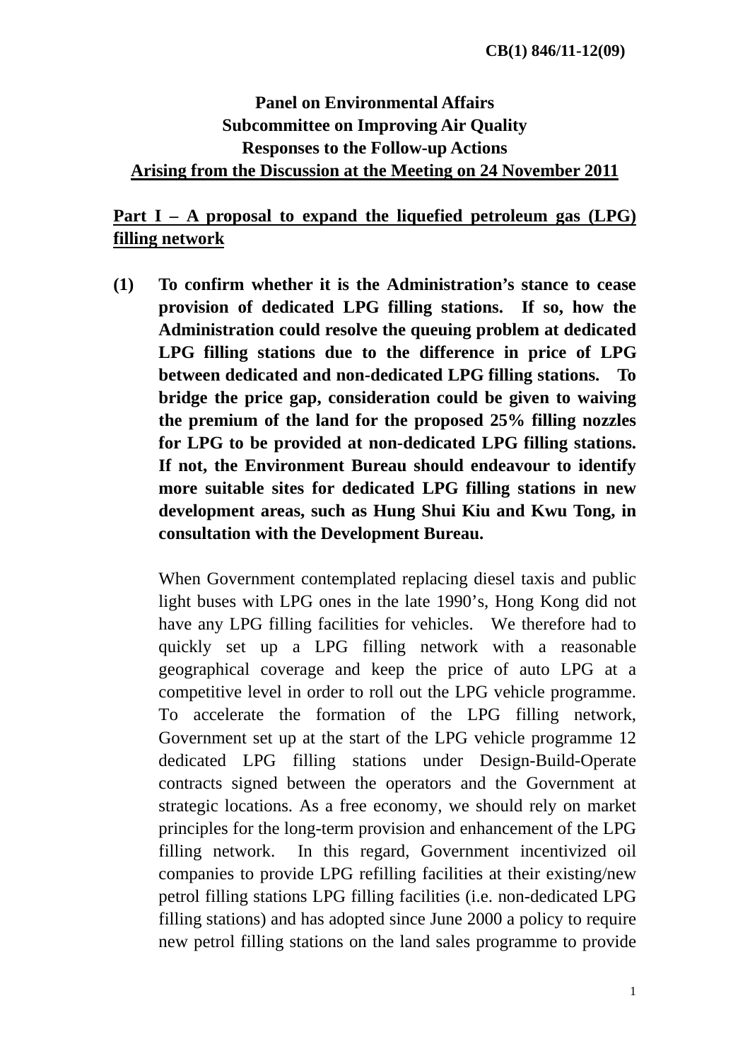CB(1) 846/11-12(09)

**Panel on Environmental Affairs**
**Subcommittee on Improving Air Quality**
**Responses to the Follow-up Actions**
**Arising from the Discussion at the Meeting on 24 November 2011**

## Part I – A proposal to expand the liquefied petroleum gas (LPG) filling network

**(1) To confirm whether it is the Administration's stance to cease provision of dedicated LPG filling stations. If so, how the Administration could resolve the queuing problem at dedicated LPG filling stations due to the difference in price of LPG between dedicated and non-dedicated LPG filling stations. To bridge the price gap, consideration could be given to waiving the premium of the land for the proposed 25% filling nozzles for LPG to be provided at non-dedicated LPG filling stations. If not, the Environment Bureau should endeavour to identify more suitable sites for dedicated LPG filling stations in new development areas, such as Hung Shui Kiu and Kwu Tong, in consultation with the Development Bureau.**

When Government contemplated replacing diesel taxis and public light buses with LPG ones in the late 1990's, Hong Kong did not have any LPG filling facilities for vehicles. We therefore had to quickly set up a LPG filling network with a reasonable geographical coverage and keep the price of auto LPG at a competitive level in order to roll out the LPG vehicle programme. To accelerate the formation of the LPG filling network, Government set up at the start of the LPG vehicle programme 12 dedicated LPG filling stations under Design-Build-Operate contracts signed between the operators and the Government at strategic locations. As a free economy, we should rely on market principles for the long-term provision and enhancement of the LPG filling network. In this regard, Government incentivized oil companies to provide LPG refilling facilities at their existing/new petrol filling stations LPG filling facilities (i.e. non-dedicated LPG filling stations) and has adopted since June 2000 a policy to require new petrol filling stations on the land sales programme to provide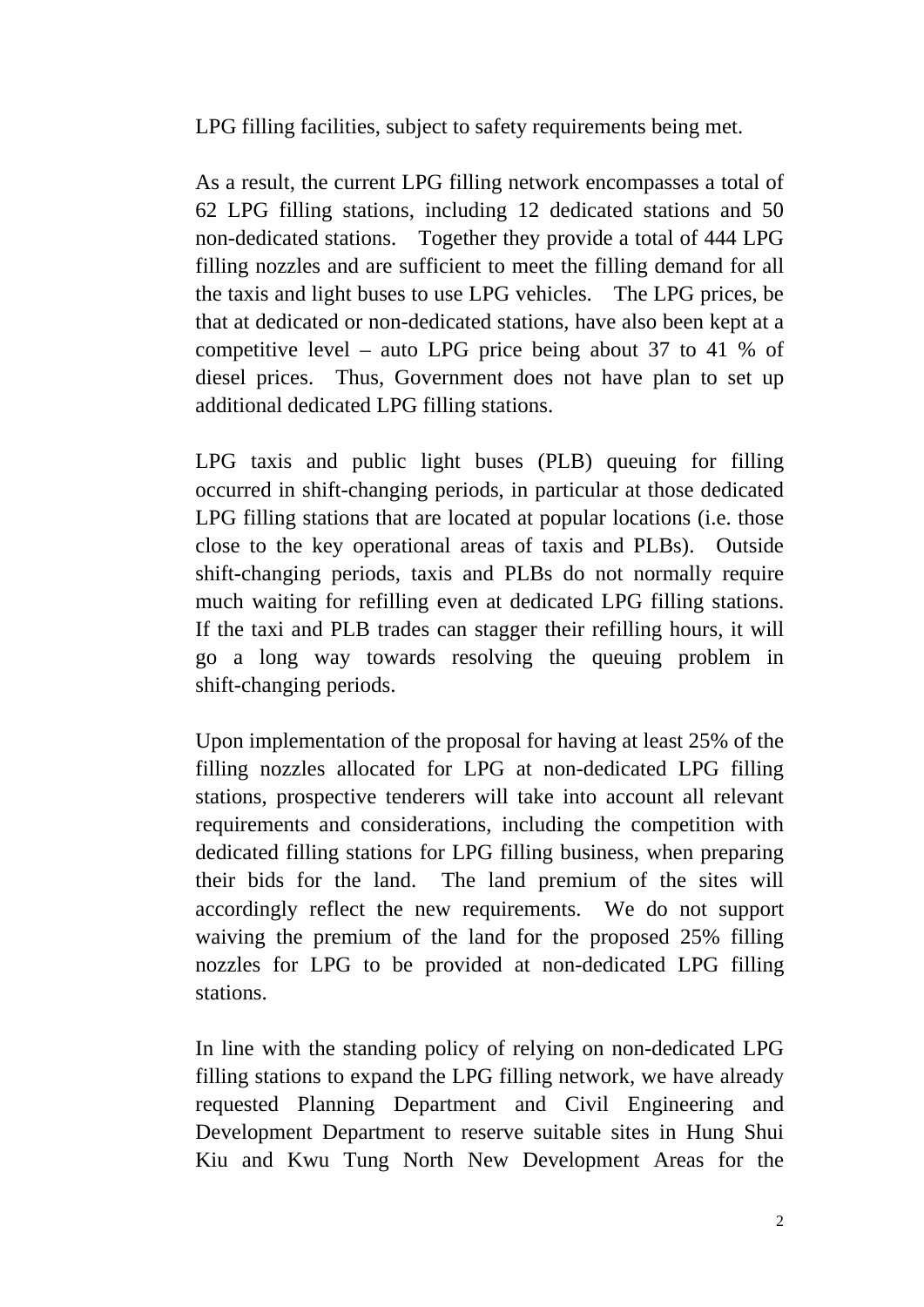LPG filling facilities, subject to safety requirements being met.

As a result, the current LPG filling network encompasses a total of 62 LPG filling stations, including 12 dedicated stations and 50 non-dedicated stations. Together they provide a total of 444 LPG filling nozzles and are sufficient to meet the filling demand for all the taxis and light buses to use LPG vehicles. The LPG prices, be that at dedicated or non-dedicated stations, have also been kept at a competitive level – auto LPG price being about 37 to 41 % of diesel prices. Thus, Government does not have plan to set up additional dedicated LPG filling stations.

LPG taxis and public light buses (PLB) queuing for filling occurred in shift-changing periods, in particular at those dedicated LPG filling stations that are located at popular locations (i.e. those close to the key operational areas of taxis and PLBs). Outside shift-changing periods, taxis and PLBs do not normally require much waiting for refilling even at dedicated LPG filling stations. If the taxi and PLB trades can stagger their refilling hours, it will go a long way towards resolving the queuing problem in shift-changing periods.

Upon implementation of the proposal for having at least 25% of the filling nozzles allocated for LPG at non-dedicated LPG filling stations, prospective tenderers will take into account all relevant requirements and considerations, including the competition with dedicated filling stations for LPG filling business, when preparing their bids for the land. The land premium of the sites will accordingly reflect the new requirements. We do not support waiving the premium of the land for the proposed 25% filling nozzles for LPG to be provided at non-dedicated LPG filling stations.

In line with the standing policy of relying on non-dedicated LPG filling stations to expand the LPG filling network, we have already requested Planning Department and Civil Engineering and Development Department to reserve suitable sites in Hung Shui Kiu and Kwu Tung North New Development Areas for the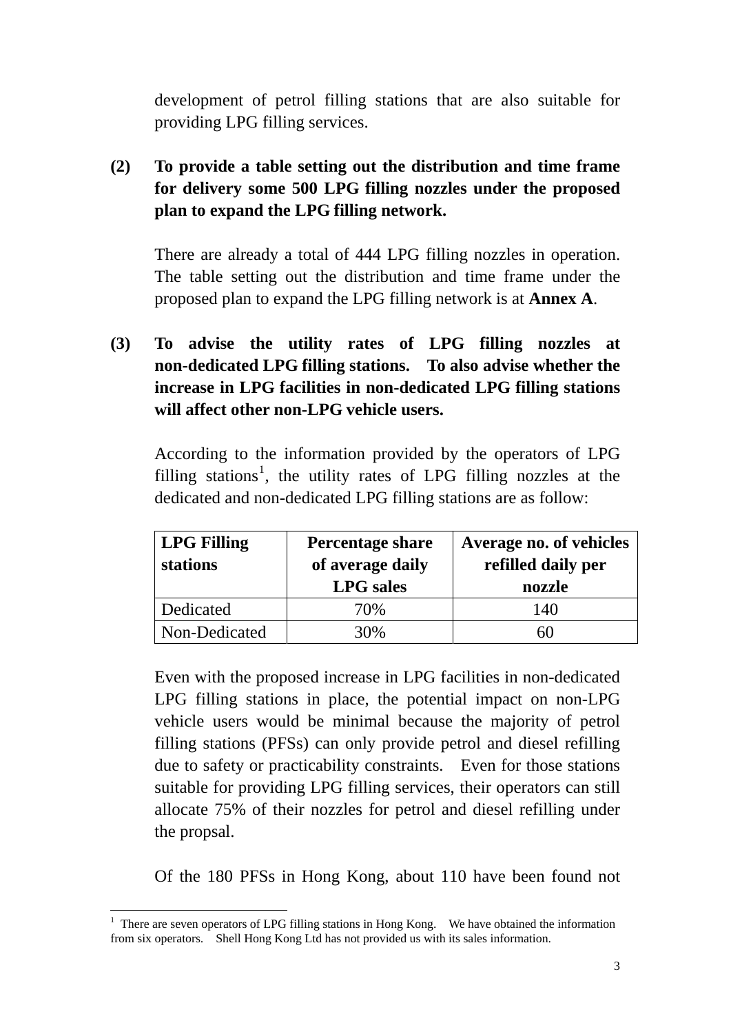development of petrol filling stations that are also suitable for providing LPG filling services.

**(2) To provide a table setting out the distribution and time frame for delivery some 500 LPG filling nozzles under the proposed plan to expand the LPG filling network.**

There are already a total of 444 LPG filling nozzles in operation. The table setting out the distribution and time frame under the proposed plan to expand the LPG filling network is at **Annex A**.

**(3) To advise the utility rates of LPG filling nozzles at non-dedicated LPG filling stations. To also advise whether the increase in LPG facilities in non-dedicated LPG filling stations will affect other non-LPG vehicle users.**

According to the information provided by the operators of LPG filling stations[1], the utility rates of LPG filling nozzles at the dedicated and non-dedicated LPG filling stations are as follow:

| LPG Filling stations | Percentage share of average daily LPG sales | Average no. of vehicles refilled daily per nozzle |
|---|---|---|
| Dedicated | 70% | 140 |
| Non-Dedicated | 30% | 60 |

Even with the proposed increase in LPG facilities in non-dedicated LPG filling stations in place, the potential impact on non-LPG vehicle users would be minimal because the majority of petrol filling stations (PFSs) can only provide petrol and diesel refilling due to safety or practicability constraints. Even for those stations suitable for providing LPG filling services, their operators can still allocate 75% of their nozzles for petrol and diesel refilling under the propsal.

Of the 180 PFSs in Hong Kong, about 110 have been found not

[1] There are seven operators of LPG filling stations in Hong Kong. We have obtained the information from six operators. Shell Hong Kong Ltd has not provided us with its sales information.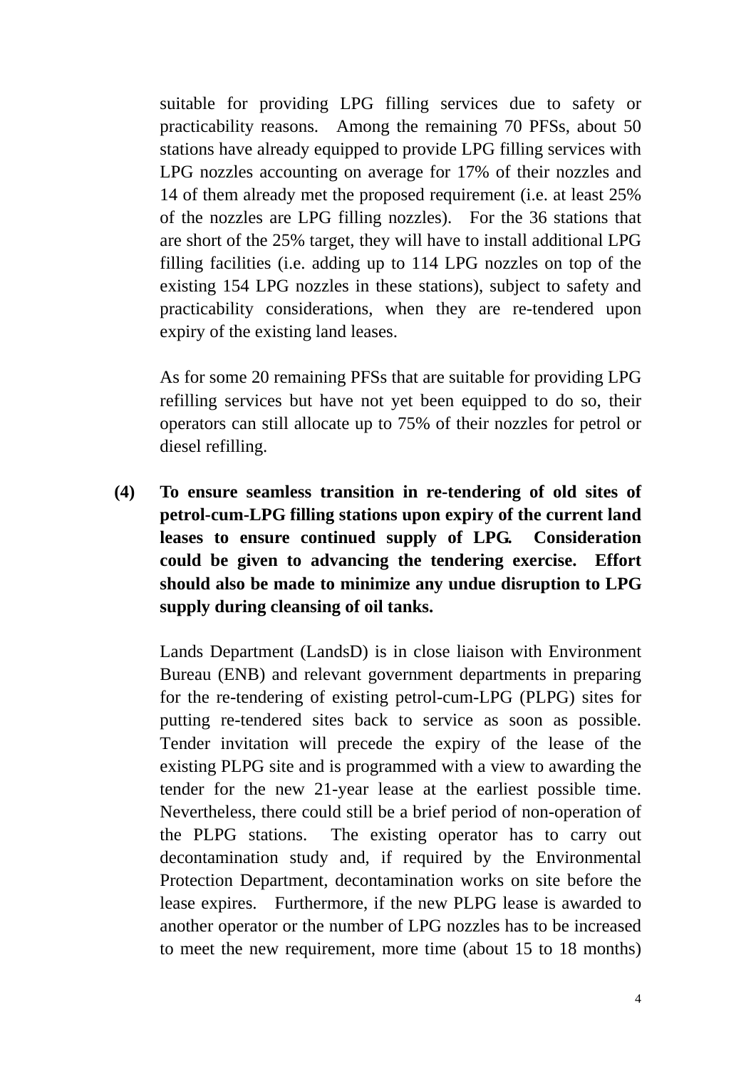suitable for providing LPG filling services due to safety or practicability reasons. Among the remaining 70 PFSs, about 50 stations have already equipped to provide LPG filling services with LPG nozzles accounting on average for 17% of their nozzles and 14 of them already met the proposed requirement (i.e. at least 25% of the nozzles are LPG filling nozzles). For the 36 stations that are short of the 25% target, they will have to install additional LPG filling facilities (i.e. adding up to 114 LPG nozzles on top of the existing 154 LPG nozzles in these stations), subject to safety and practicability considerations, when they are re-tendered upon expiry of the existing land leases.

As for some 20 remaining PFSs that are suitable for providing LPG refilling services but have not yet been equipped to do so, their operators can still allocate up to 75% of their nozzles for petrol or diesel refilling.

**(4) To ensure seamless transition in re-tendering of old sites of petrol-cum-LPG filling stations upon expiry of the current land leases to ensure continued supply of LPG. Consideration could be given to advancing the tendering exercise. Effort should also be made to minimize any undue disruption to LPG supply during cleansing of oil tanks.**

Lands Department (LandsD) is in close liaison with Environment Bureau (ENB) and relevant government departments in preparing for the re-tendering of existing petrol-cum-LPG (PLPG) sites for putting re-tendered sites back to service as soon as possible. Tender invitation will precede the expiry of the lease of the existing PLPG site and is programmed with a view to awarding the tender for the new 21-year lease at the earliest possible time. Nevertheless, there could still be a brief period of non-operation of the PLPG stations. The existing operator has to carry out decontamination study and, if required by the Environmental Protection Department, decontamination works on site before the lease expires. Furthermore, if the new PLPG lease is awarded to another operator or the number of LPG nozzles has to be increased to meet the new requirement, more time (about 15 to 18 months)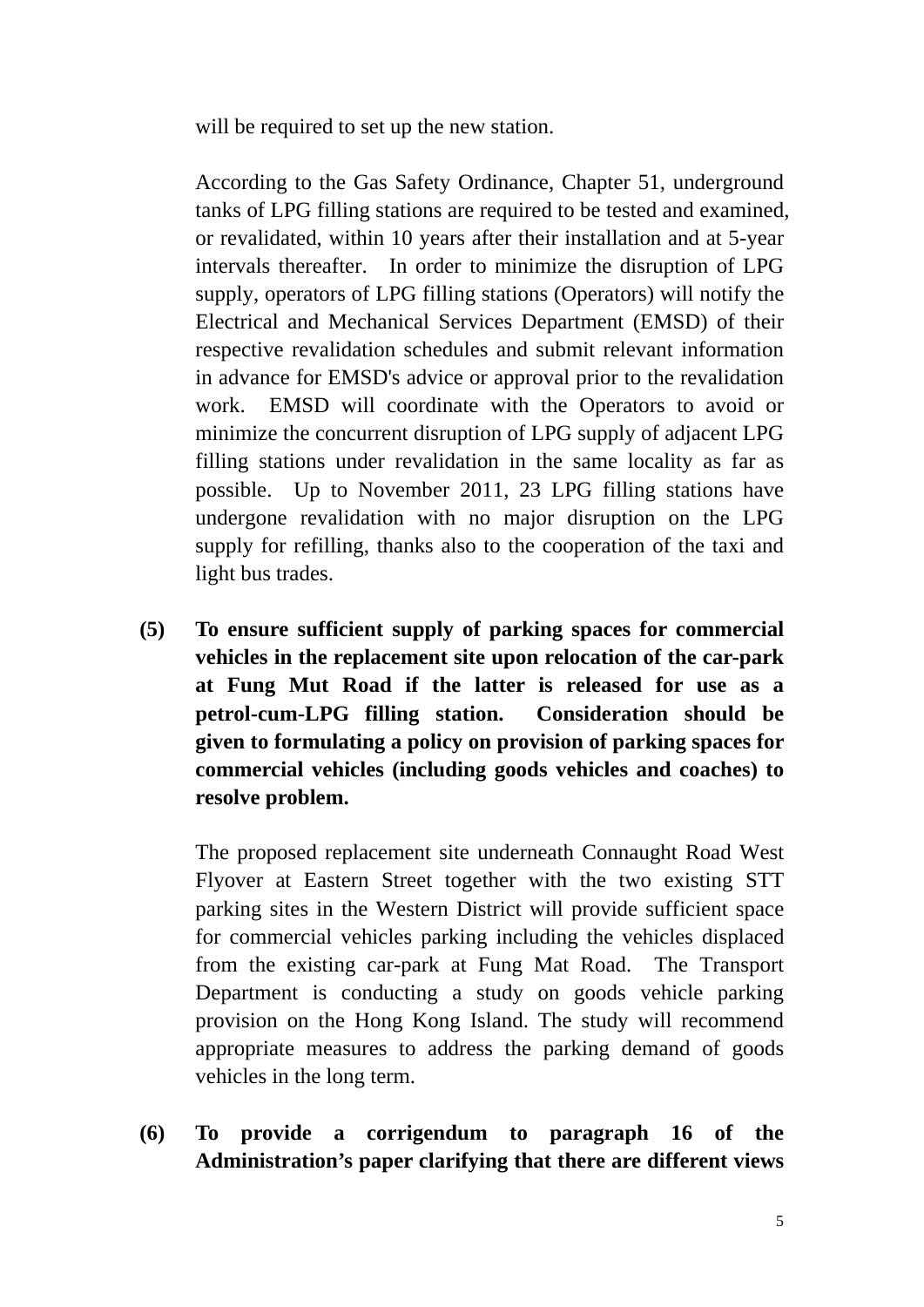will be required to set up the new station.

According to the Gas Safety Ordinance, Chapter 51, underground tanks of LPG filling stations are required to be tested and examined, or revalidated, within 10 years after their installation and at 5-year intervals thereafter. In order to minimize the disruption of LPG supply, operators of LPG filling stations (Operators) will notify the Electrical and Mechanical Services Department (EMSD) of their respective revalidation schedules and submit relevant information in advance for EMSD's advice or approval prior to the revalidation work. EMSD will coordinate with the Operators to avoid or minimize the concurrent disruption of LPG supply of adjacent LPG filling stations under revalidation in the same locality as far as possible. Up to November 2011, 23 LPG filling stations have undergone revalidation with no major disruption on the LPG supply for refilling, thanks also to the cooperation of the taxi and light bus trades.

**(5) To ensure sufficient supply of parking spaces for commercial vehicles in the replacement site upon relocation of the car-park at Fung Mut Road if the latter is released for use as a petrol-cum-LPG filling station. Consideration should be given to formulating a policy on provision of parking spaces for commercial vehicles (including goods vehicles and coaches) to resolve problem.**

The proposed replacement site underneath Connaught Road West Flyover at Eastern Street together with the two existing STT parking sites in the Western District will provide sufficient space for commercial vehicles parking including the vehicles displaced from the existing car-park at Fung Mat Road. The Transport Department is conducting a study on goods vehicle parking provision on the Hong Kong Island. The study will recommend appropriate measures to address the parking demand of goods vehicles in the long term.

**(6) To provide a corrigendum to paragraph 16 of the Administration's paper clarifying that there are different views**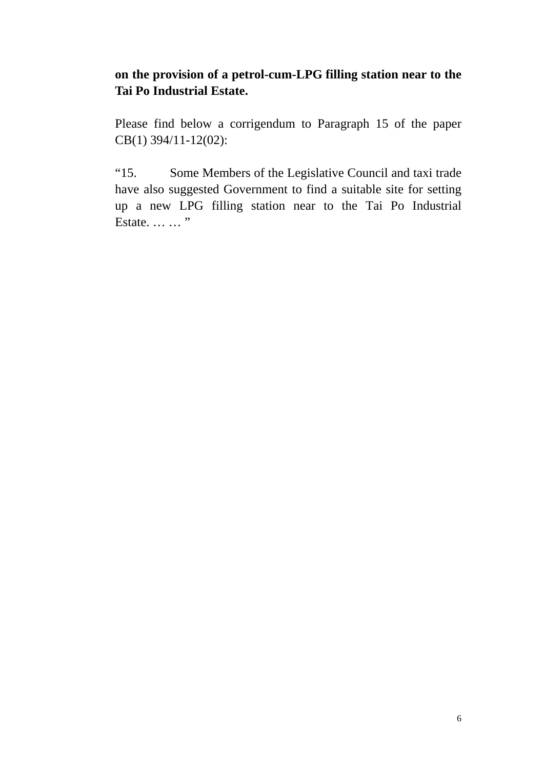**on the provision of a petrol-cum-LPG filling station near to the Tai Po Industrial Estate.**

Please find below a corrigendum to Paragraph 15 of the paper CB(1) 394/11-12(02):

“15. Some Members of the Legislative Council and taxi trade have also suggested Government to find a suitable site for setting up a new LPG filling station near to the Tai Po Industrial Estate. … … ”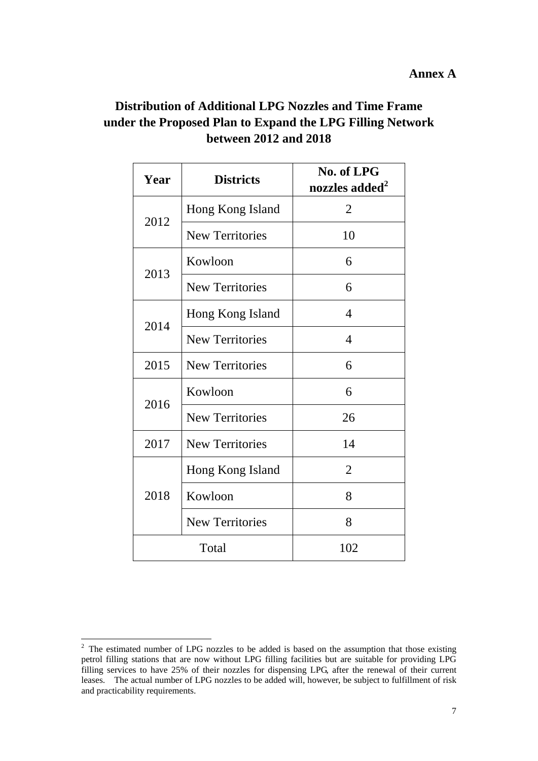**Annex A**

## Distribution of Additional LPG Nozzles and Time Frame under the Proposed Plan to Expand the LPG Filling Network between 2012 and 2018

| Year | Districts | No. of LPG nozzles added[2] |
|---|---|---|
| 2012 | Hong Kong Island | 2 |
| | New Territories | 10 |
| 2013 | Kowloon | 6 |
| | New Territories | 6 |
| 2014 | Hong Kong Island | 4 |
| | New Territories | 4 |
| 2015 | New Territories | 6 |
| 2016 | Kowloon | 6 |
| | New Territories | 26 |
| 2017 | New Territories | 14 |
| 2018 | Hong Kong Island | 2 |
| | Kowloon | 8 |
| | New Territories | 8 |
| Total | | 102 |

[2] The estimated number of LPG nozzles to be added is based on the assumption that those existing petrol filling stations that are now without LPG filling facilities but are suitable for providing LPG filling services to have 25% of their nozzles for dispensing LPG, after the renewal of their current leases. The actual number of LPG nozzles to be added will, however, be subject to fulfillment of risk and practicability requirements.